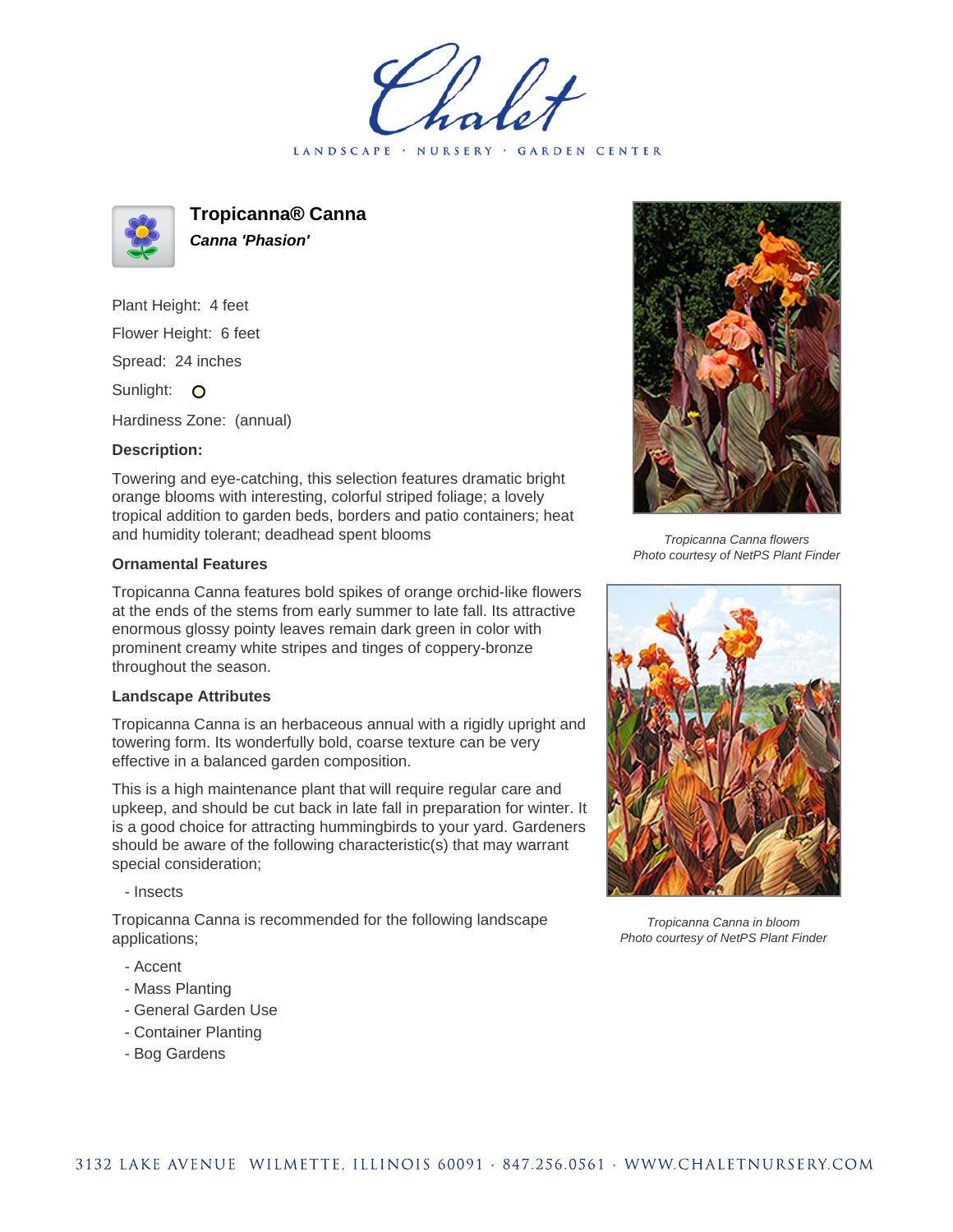# Tropicanna® Canna

***Canna 'Phasion'***

Plant Height: 4 feet

Flower Height: 6 feet

Spread: 24 inches

Sunlight: O

Hardiness Zone: (annual)

**Description:**

Towering and eye-catching, this selection features dramatic bright orange blooms with interesting, colorful striped foliage; a lovely tropical addition to garden beds, borders and patio containers; heat and humidity tolerant; deadhead spent blooms

**Ornamental Features**

Tropicanna Canna features bold spikes of orange orchid-like flowers at the ends of the stems from early summer to late fall. Its attractive enormous glossy pointy leaves remain dark green in color with prominent creamy white stripes and tinges of coppery-bronze throughout the season.

**Landscape Attributes**

Tropicanna Canna is an herbaceous annual with a rigidly upright and towering form. Its wonderfully bold, coarse texture can be very effective in a balanced garden composition.

This is a high maintenance plant that will require regular care and upkeep, and should be cut back in late fall in preparation for winter. It is a good choice for attracting hummingbirds to your yard. Gardeners should be aware of the following characteristic(s) that may warrant special consideration;

- Insects

Tropicanna Canna is recommended for the following landscape applications;

- Accent
- Mass Planting
- General Garden Use
- Container Planting
- Bog Gardens

*Tropicanna Canna flowers*
*Photo courtesy of NetPS Plant Finder*

*Tropicanna Canna in bloom*
*Photo courtesy of NetPS Plant Finder*

3132 LAKE AVENUE WILMETTE, ILLINOIS 60091 · 847.256.0561 · WWW.CHALETNURSERY.COM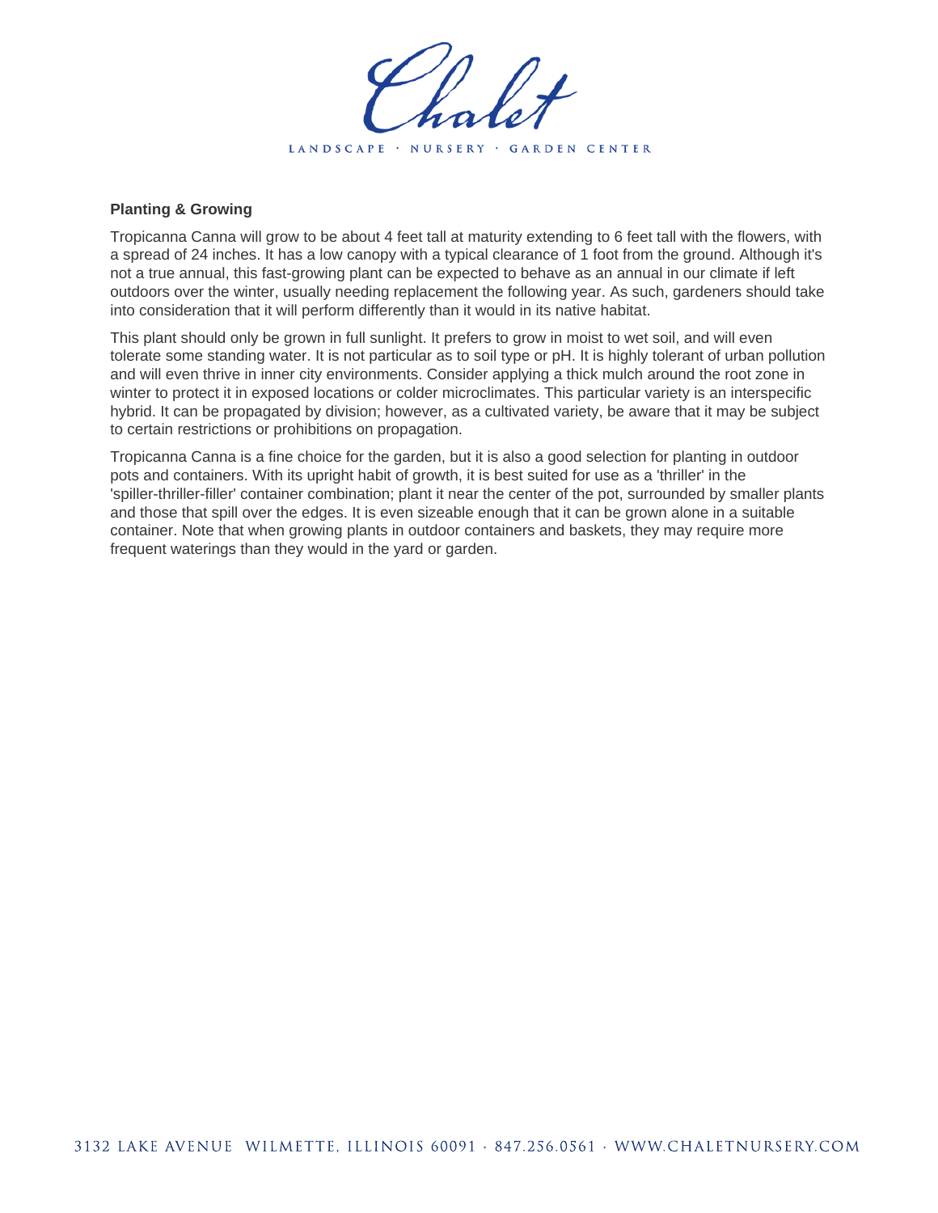**Planting & Growing**

Tropicanna Canna will grow to be about 4 feet tall at maturity extending to 6 feet tall with the flowers, with a spread of 24 inches. It has a low canopy with a typical clearance of 1 foot from the ground. Although it's not a true annual, this fast-growing plant can be expected to behave as an annual in our climate if left outdoors over the winter, usually needing replacement the following year. As such, gardeners should take into consideration that it will perform differently than it would in its native habitat.

This plant should only be grown in full sunlight. It prefers to grow in moist to wet soil, and will even tolerate some standing water. It is not particular as to soil type or pH. It is highly tolerant of urban pollution and will even thrive in inner city environments. Consider applying a thick mulch around the root zone in winter to protect it in exposed locations or colder microclimates. This particular variety is an interspecific hybrid. It can be propagated by division; however, as a cultivated variety, be aware that it may be subject to certain restrictions or prohibitions on propagation.

Tropicanna Canna is a fine choice for the garden, but it is also a good selection for planting in outdoor pots and containers. With its upright habit of growth, it is best suited for use as a 'thriller' in the 'spiller-thriller-filler' container combination; plant it near the center of the pot, surrounded by smaller plants and those that spill over the edges. It is even sizeable enough that it can be grown alone in a suitable container. Note that when growing plants in outdoor containers and baskets, they may require more frequent waterings than they would in the yard or garden.